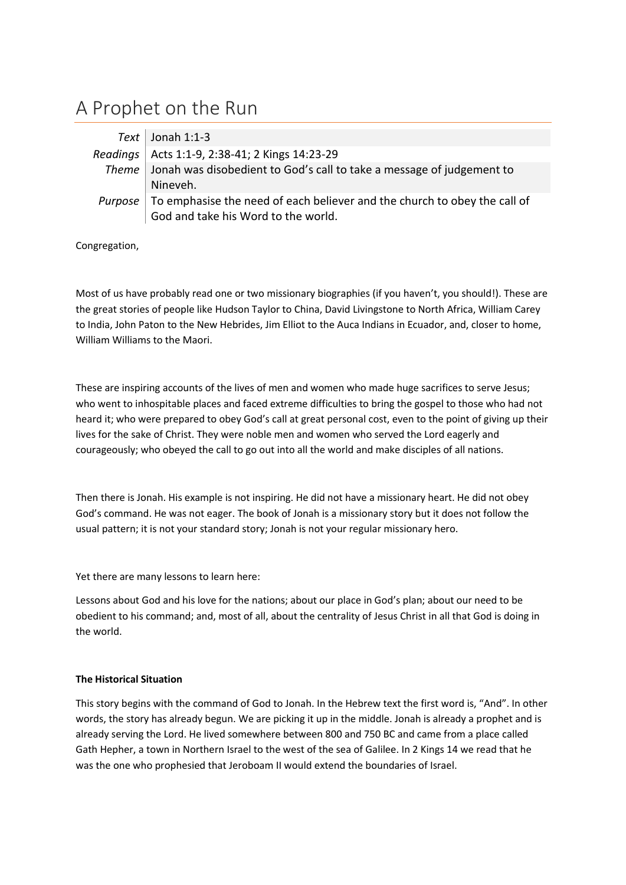# A Prophet on the Run

| | |
|---|---|
| *Text* | Jonah 1:1-3 |
| *Readings* | Acts 1:1-9, 2:38-41; 2 Kings 14:23-29 |
| *Theme* | Jonah was disobedient to God's call to take a message of judgement to Nineveh. |
| *Purpose* | To emphasise the need of each believer and the church to obey the call of God and take his Word to the world. |

Congregation,

Most of us have probably read one or two missionary biographies (if you haven't, you should!). These are the great stories of people like Hudson Taylor to China, David Livingstone to North Africa, William Carey to India, John Paton to the New Hebrides, Jim Elliot to the Auca Indians in Ecuador, and, closer to home, William Williams to the Maori.

These are inspiring accounts of the lives of men and women who made huge sacrifices to serve Jesus; who went to inhospitable places and faced extreme difficulties to bring the gospel to those who had not heard it; who were prepared to obey God's call at great personal cost, even to the point of giving up their lives for the sake of Christ. They were noble men and women who served the Lord eagerly and courageously; who obeyed the call to go out into all the world and make disciples of all nations.

Then there is Jonah. His example is not inspiring. He did not have a missionary heart. He did not obey God's command. He was not eager. The book of Jonah is a missionary story but it does not follow the usual pattern; it is not your standard story; Jonah is not your regular missionary hero.

Yet there are many lessons to learn here:

Lessons about God and his love for the nations; about our place in God's plan; about our need to be obedient to his command; and, most of all, about the centrality of Jesus Christ in all that God is doing in the world.

**The Historical Situation**

This story begins with the command of God to Jonah. In the Hebrew text the first word is, "And". In other words, the story has already begun. We are picking it up in the middle. Jonah is already a prophet and is already serving the Lord. He lived somewhere between 800 and 750 BC and came from a place called Gath Hepher, a town in Northern Israel to the west of the sea of Galilee. In 2 Kings 14 we read that he was the one who prophesied that Jeroboam II would extend the boundaries of Israel.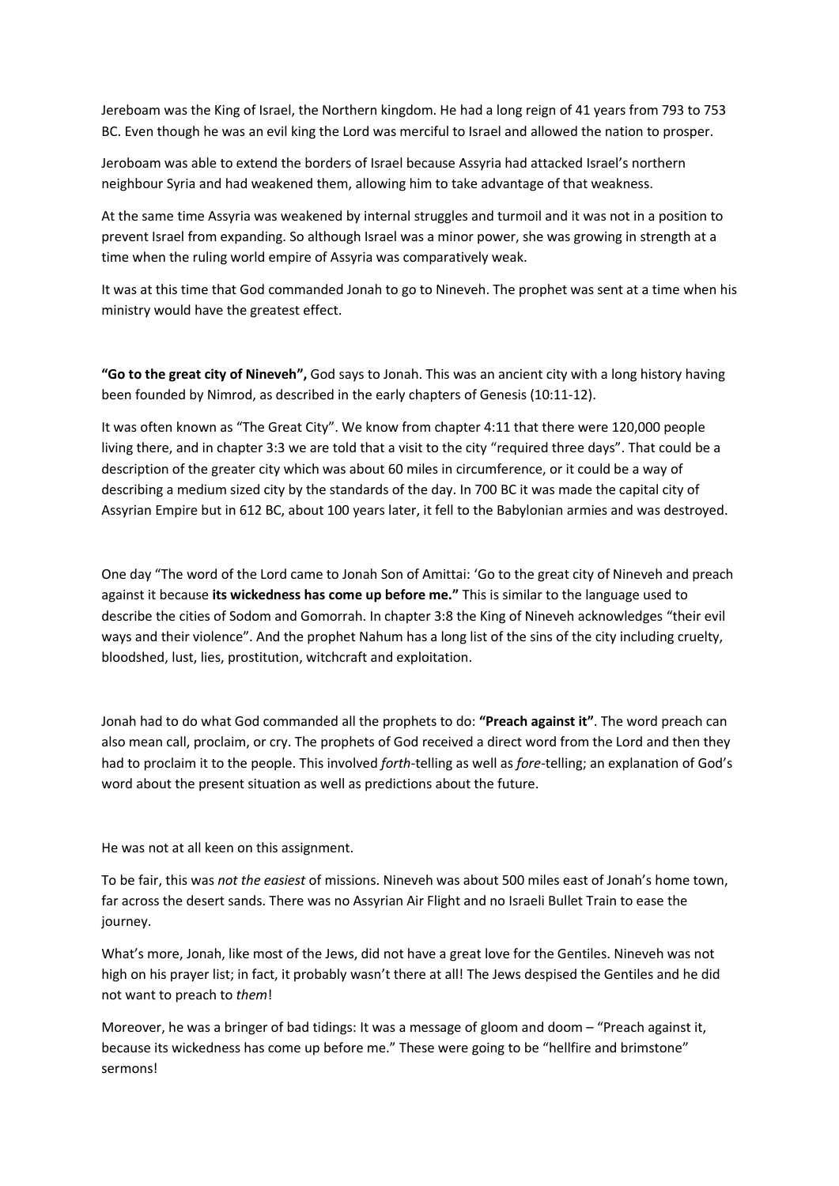Jereboam was the King of Israel, the Northern kingdom. He had a long reign of 41 years from 793 to 753 BC. Even though he was an evil king the Lord was merciful to Israel and allowed the nation to prosper.

Jeroboam was able to extend the borders of Israel because Assyria had attacked Israel's northern neighbour Syria and had weakened them, allowing him to take advantage of that weakness.

At the same time Assyria was weakened by internal struggles and turmoil and it was not in a position to prevent Israel from expanding. So although Israel was a minor power, she was growing in strength at a time when the ruling world empire of Assyria was comparatively weak.

It was at this time that God commanded Jonah to go to Nineveh. The prophet was sent at a time when his ministry would have the greatest effect.

**"Go to the great city of Nineveh",** God says to Jonah. This was an ancient city with a long history having been founded by Nimrod, as described in the early chapters of Genesis (10:11-12).

It was often known as "The Great City". We know from chapter 4:11 that there were 120,000 people living there, and in chapter 3:3 we are told that a visit to the city "required three days". That could be a description of the greater city which was about 60 miles in circumference, or it could be a way of describing a medium sized city by the standards of the day. In 700 BC it was made the capital city of Assyrian Empire but in 612 BC, about 100 years later, it fell to the Babylonian armies and was destroyed.

One day "The word of the Lord came to Jonah Son of Amittai: 'Go to the great city of Nineveh and preach against it because **its wickedness has come up before me."** This is similar to the language used to describe the cities of Sodom and Gomorrah. In chapter 3:8 the King of Nineveh acknowledges "their evil ways and their violence". And the prophet Nahum has a long list of the sins of the city including cruelty, bloodshed, lust, lies, prostitution, witchcraft and exploitation.

Jonah had to do what God commanded all the prophets to do: **"Preach against it"**. The word preach can also mean call, proclaim, or cry. The prophets of God received a direct word from the Lord and then they had to proclaim it to the people. This involved *forth*-telling as well as *fore*-telling; an explanation of God's word about the present situation as well as predictions about the future.

He was not at all keen on this assignment.

To be fair, this was *not the easiest* of missions. Nineveh was about 500 miles east of Jonah's home town, far across the desert sands. There was no Assyrian Air Flight and no Israeli Bullet Train to ease the journey.

What's more, Jonah, like most of the Jews, did not have a great love for the Gentiles. Nineveh was not high on his prayer list; in fact, it probably wasn't there at all! The Jews despised the Gentiles and he did not want to preach to *them*!

Moreover, he was a bringer of bad tidings: It was a message of gloom and doom – "Preach against it, because its wickedness has come up before me." These were going to be "hellfire and brimstone" sermons!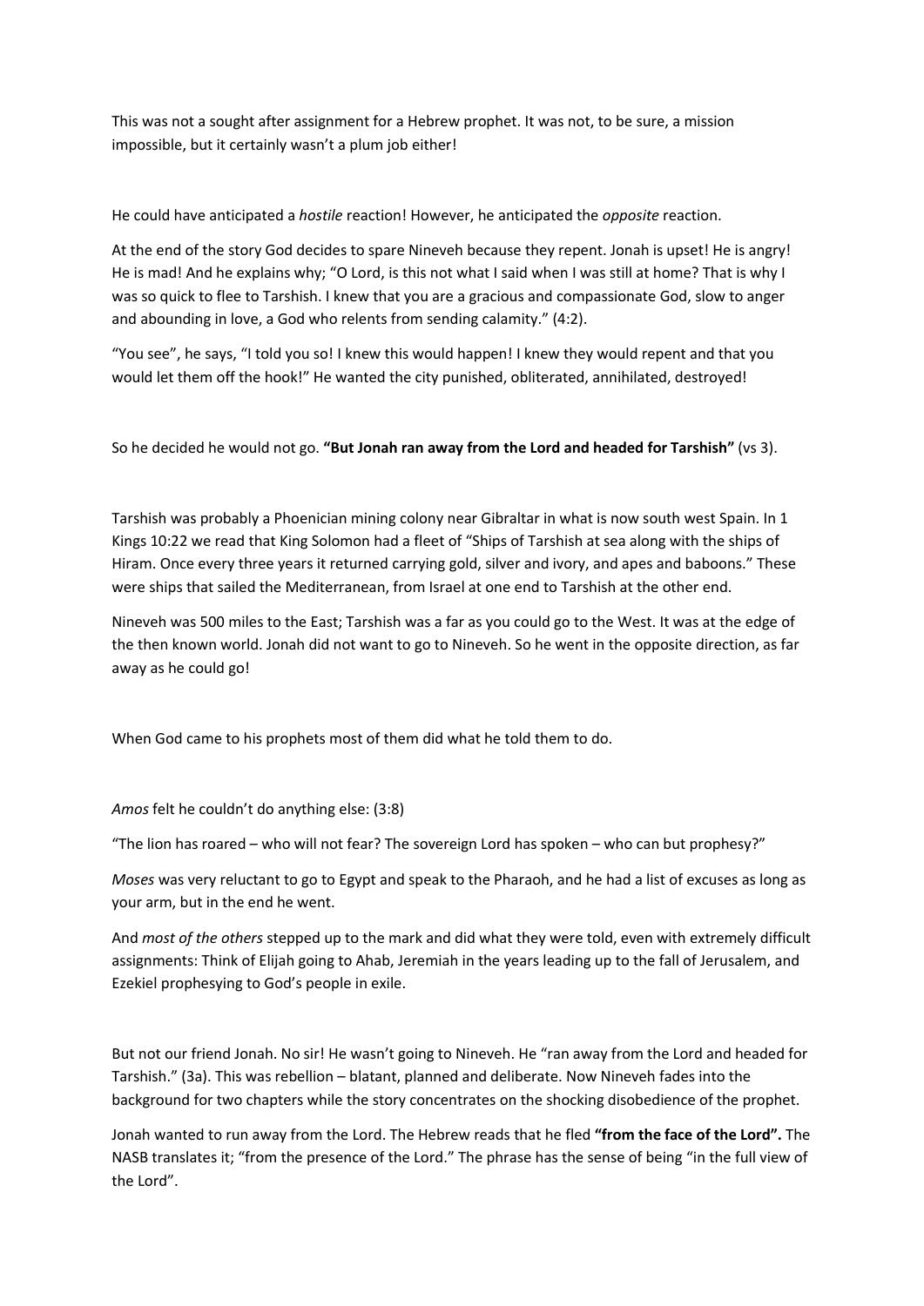This was not a sought after assignment for a Hebrew prophet. It was not, to be sure, a mission impossible, but it certainly wasn't a plum job either!

He could have anticipated a *hostile* reaction! However, he anticipated the *opposite* reaction.

At the end of the story God decides to spare Nineveh because they repent. Jonah is upset! He is angry! He is mad! And he explains why; "O Lord, is this not what I said when I was still at home? That is why I was so quick to flee to Tarshish. I knew that you are a gracious and compassionate God, slow to anger and abounding in love, a God who relents from sending calamity." (4:2).

"You see", he says, "I told you so! I knew this would happen! I knew they would repent and that you would let them off the hook!" He wanted the city punished, obliterated, annihilated, destroyed!

So he decided he would not go. **"But Jonah ran away from the Lord and headed for Tarshish"** (vs 3).

Tarshish was probably a Phoenician mining colony near Gibraltar in what is now south west Spain. In 1 Kings 10:22 we read that King Solomon had a fleet of "Ships of Tarshish at sea along with the ships of Hiram. Once every three years it returned carrying gold, silver and ivory, and apes and baboons." These were ships that sailed the Mediterranean, from Israel at one end to Tarshish at the other end.

Nineveh was 500 miles to the East; Tarshish was a far as you could go to the West. It was at the edge of the then known world. Jonah did not want to go to Nineveh. So he went in the opposite direction, as far away as he could go!

When God came to his prophets most of them did what he told them to do.

*Amos* felt he couldn't do anything else: (3:8)

"The lion has roared – who will not fear? The sovereign Lord has spoken – who can but prophesy?"

*Moses* was very reluctant to go to Egypt and speak to the Pharaoh, and he had a list of excuses as long as your arm, but in the end he went.

And *most of the others* stepped up to the mark and did what they were told, even with extremely difficult assignments: Think of Elijah going to Ahab, Jeremiah in the years leading up to the fall of Jerusalem, and Ezekiel prophesying to God's people in exile.

But not our friend Jonah. No sir! He wasn't going to Nineveh. He "ran away from the Lord and headed for Tarshish." (3a). This was rebellion – blatant, planned and deliberate. Now Nineveh fades into the background for two chapters while the story concentrates on the shocking disobedience of the prophet.

Jonah wanted to run away from the Lord. The Hebrew reads that he fled **"from the face of the Lord".** The NASB translates it; "from the presence of the Lord." The phrase has the sense of being "in the full view of the Lord".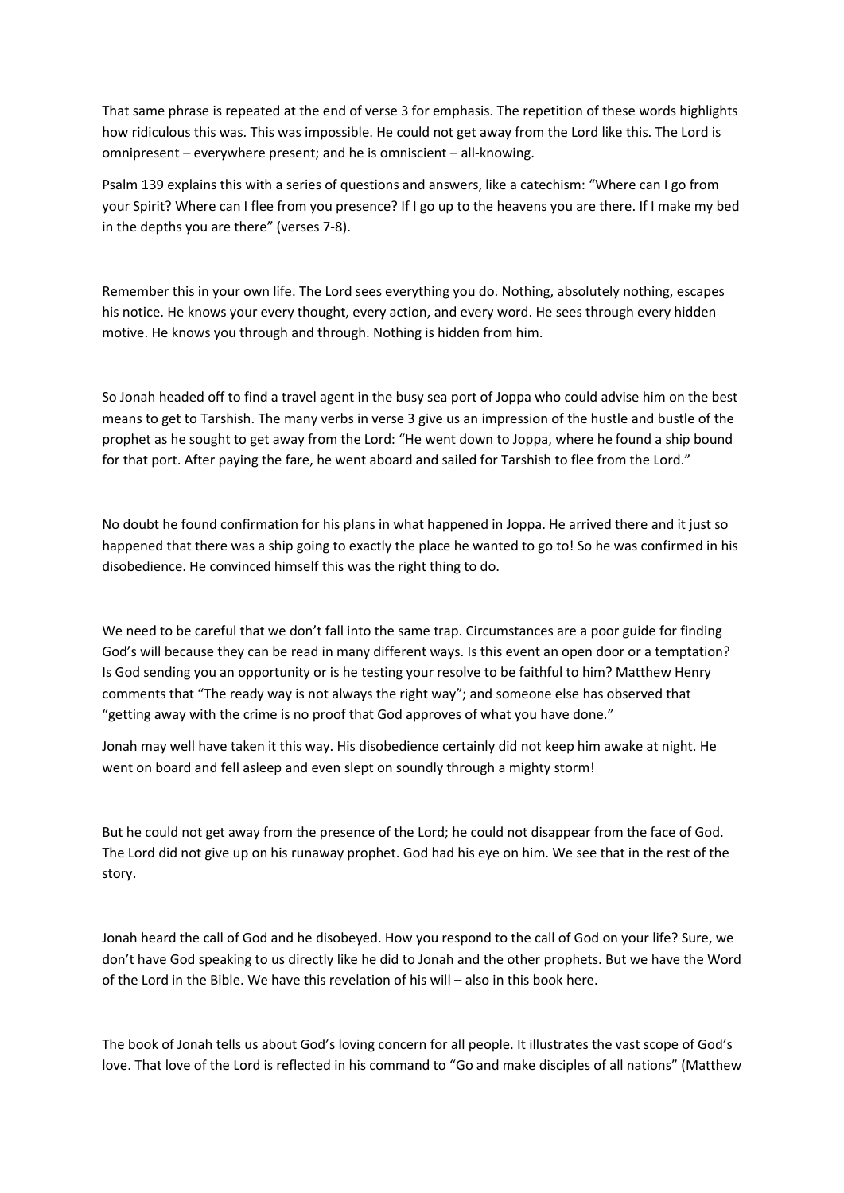That same phrase is repeated at the end of verse 3 for emphasis. The repetition of these words highlights how ridiculous this was. This was impossible. He could not get away from the Lord like this. The Lord is omnipresent – everywhere present; and he is omniscient – all-knowing.

Psalm 139 explains this with a series of questions and answers, like a catechism: "Where can I go from your Spirit? Where can I flee from you presence? If I go up to the heavens you are there. If I make my bed in the depths you are there" (verses 7-8).

Remember this in your own life. The Lord sees everything you do. Nothing, absolutely nothing, escapes his notice. He knows your every thought, every action, and every word. He sees through every hidden motive. He knows you through and through. Nothing is hidden from him.

So Jonah headed off to find a travel agent in the busy sea port of Joppa who could advise him on the best means to get to Tarshish. The many verbs in verse 3 give us an impression of the hustle and bustle of the prophet as he sought to get away from the Lord: "He went down to Joppa, where he found a ship bound for that port. After paying the fare, he went aboard and sailed for Tarshish to flee from the Lord."

No doubt he found confirmation for his plans in what happened in Joppa. He arrived there and it just so happened that there was a ship going to exactly the place he wanted to go to! So he was confirmed in his disobedience. He convinced himself this was the right thing to do.

We need to be careful that we don't fall into the same trap. Circumstances are a poor guide for finding God's will because they can be read in many different ways. Is this event an open door or a temptation? Is God sending you an opportunity or is he testing your resolve to be faithful to him? Matthew Henry comments that "The ready way is not always the right way"; and someone else has observed that "getting away with the crime is no proof that God approves of what you have done."

Jonah may well have taken it this way. His disobedience certainly did not keep him awake at night. He went on board and fell asleep and even slept on soundly through a mighty storm!

But he could not get away from the presence of the Lord; he could not disappear from the face of God. The Lord did not give up on his runaway prophet. God had his eye on him. We see that in the rest of the story.

Jonah heard the call of God and he disobeyed. How you respond to the call of God on your life? Sure, we don't have God speaking to us directly like he did to Jonah and the other prophets. But we have the Word of the Lord in the Bible. We have this revelation of his will – also in this book here.

The book of Jonah tells us about God's loving concern for all people. It illustrates the vast scope of God's love. That love of the Lord is reflected in his command to "Go and make disciples of all nations" (Matthew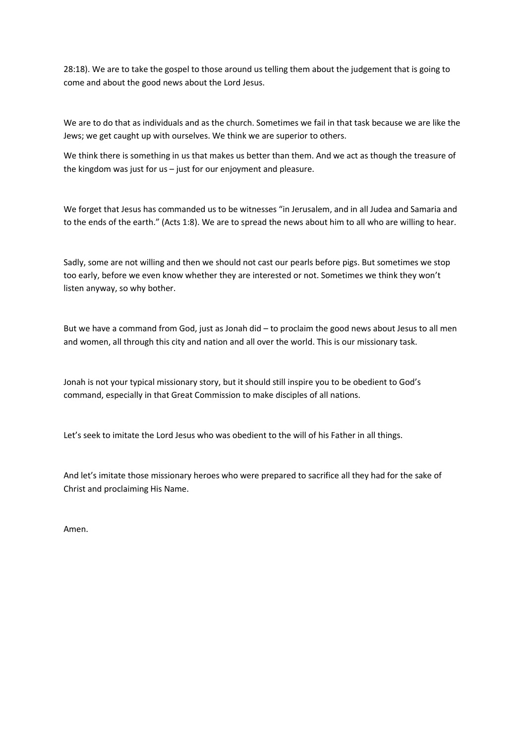28:18). We are to take the gospel to those around us telling them about the judgement that is going to come and about the good news about the Lord Jesus.

We are to do that as individuals and as the church. Sometimes we fail in that task because we are like the Jews; we get caught up with ourselves. We think we are superior to others.

We think there is something in us that makes us better than them. And we act as though the treasure of the kingdom was just for us – just for our enjoyment and pleasure.

We forget that Jesus has commanded us to be witnesses "in Jerusalem, and in all Judea and Samaria and to the ends of the earth." (Acts 1:8). We are to spread the news about him to all who are willing to hear.

Sadly, some are not willing and then we should not cast our pearls before pigs. But sometimes we stop too early, before we even know whether they are interested or not. Sometimes we think they won't listen anyway, so why bother.

But we have a command from God, just as Jonah did – to proclaim the good news about Jesus to all men and women, all through this city and nation and all over the world. This is our missionary task.

Jonah is not your typical missionary story, but it should still inspire you to be obedient to God's command, especially in that Great Commission to make disciples of all nations.

Let's seek to imitate the Lord Jesus who was obedient to the will of his Father in all things.

And let's imitate those missionary heroes who were prepared to sacrifice all they had for the sake of Christ and proclaiming His Name.

Amen.